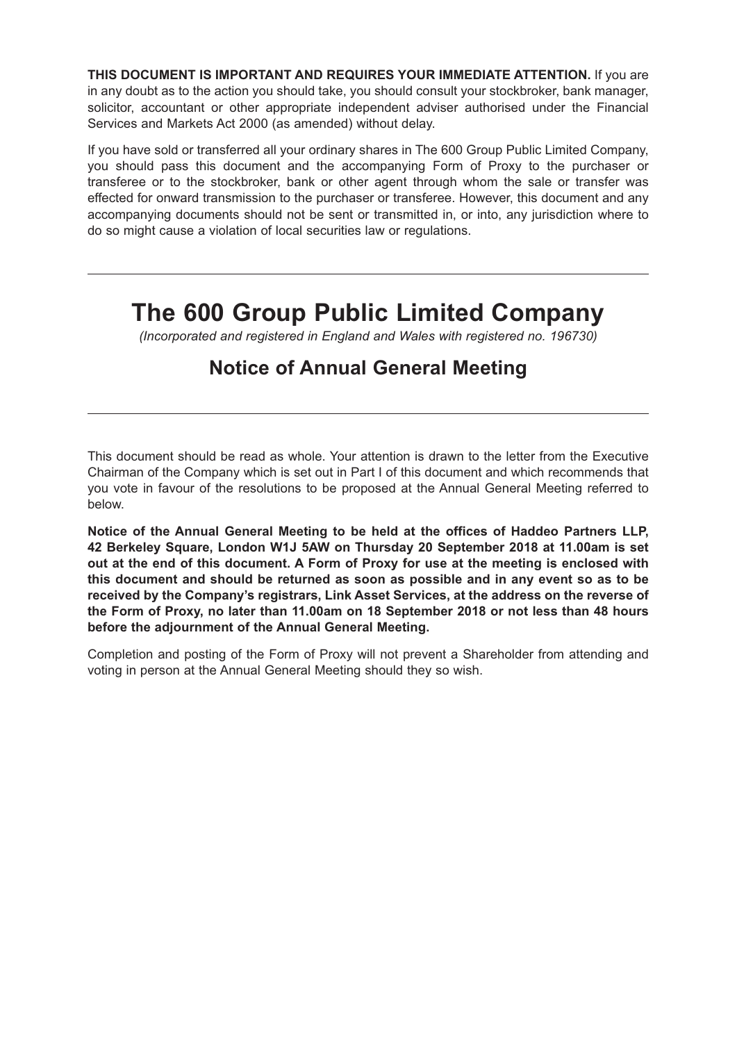**THIS DOCUMENT IS IMPORTANT AND REQUIRES YOUR IMMEDIATE ATTENTION.** If you are in any doubt as to the action you should take, you should consult your stockbroker, bank manager, solicitor, accountant or other appropriate independent adviser authorised under the Financial Services and Markets Act 2000 (as amended) without delay.

If you have sold or transferred all your ordinary shares in The 600 Group Public Limited Company, you should pass this document and the accompanying Form of Proxy to the purchaser or transferee or to the stockbroker, bank or other agent through whom the sale or transfer was effected for onward transmission to the purchaser or transferee. However, this document and any accompanying documents should not be sent or transmitted in, or into, any jurisdiction where to do so might cause a violation of local securities law or regulations.

---

# The 600 Group Public Limited Company

*(Incorporated and registered in England and Wales with registered no. 196730)*

## Notice of Annual General Meeting

---

This document should be read as whole. Your attention is drawn to the letter from the Executive Chairman of the Company which is set out in Part I of this document and which recommends that you vote in favour of the resolutions to be proposed at the Annual General Meeting referred to below.

**Notice of the Annual General Meeting to be held at the offices of Haddeo Partners LLP, 42 Berkeley Square, London W1J 5AW on Thursday 20 September 2018 at 11.00am is set out at the end of this document. A Form of Proxy for use at the meeting is enclosed with this document and should be returned as soon as possible and in any event so as to be received by the Company's registrars, Link Asset Services, at the address on the reverse of the Form of Proxy, no later than 11.00am on 18 September 2018 or not less than 48 hours before the adjournment of the Annual General Meeting.**

Completion and posting of the Form of Proxy will not prevent a Shareholder from attending and voting in person at the Annual General Meeting should they so wish.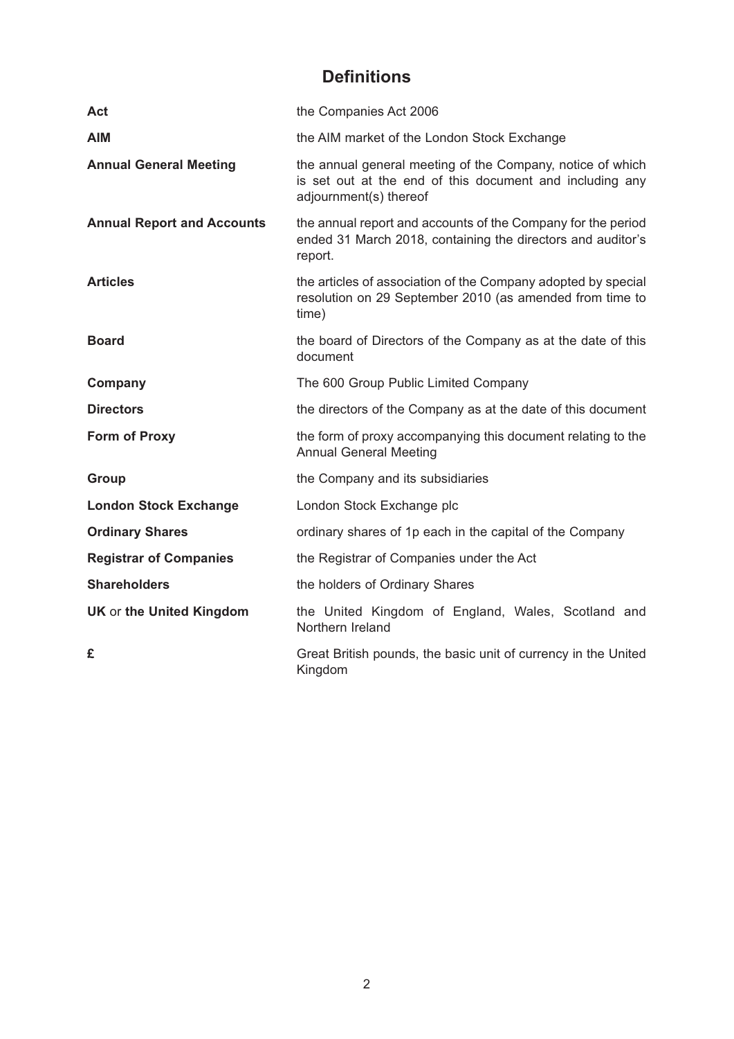# Definitions

| | |
|---|---|
| **Act** | the Companies Act 2006 |
| **AIM** | the AIM market of the London Stock Exchange |
| **Annual General Meeting** | the annual general meeting of the Company, notice of which is set out at the end of this document and including any adjournment(s) thereof |
| **Annual Report and Accounts** | the annual report and accounts of the Company for the period ended 31 March 2018, containing the directors and auditor's report. |
| **Articles** | the articles of association of the Company adopted by special resolution on 29 September 2010 (as amended from time to time) |
| **Board** | the board of Directors of the Company as at the date of this document |
| **Company** | The 600 Group Public Limited Company |
| **Directors** | the directors of the Company as at the date of this document |
| **Form of Proxy** | the form of proxy accompanying this document relating to the Annual General Meeting |
| **Group** | the Company and its subsidiaries |
| **London Stock Exchange** | London Stock Exchange plc |
| **Ordinary Shares** | ordinary shares of 1p each in the capital of the Company |
| **Registrar of Companies** | the Registrar of Companies under the Act |
| **Shareholders** | the holders of Ordinary Shares |
| **UK** or **the United Kingdom** | the United Kingdom of England, Wales, Scotland and Northern Ireland |
| **£** | Great British pounds, the basic unit of currency in the United Kingdom |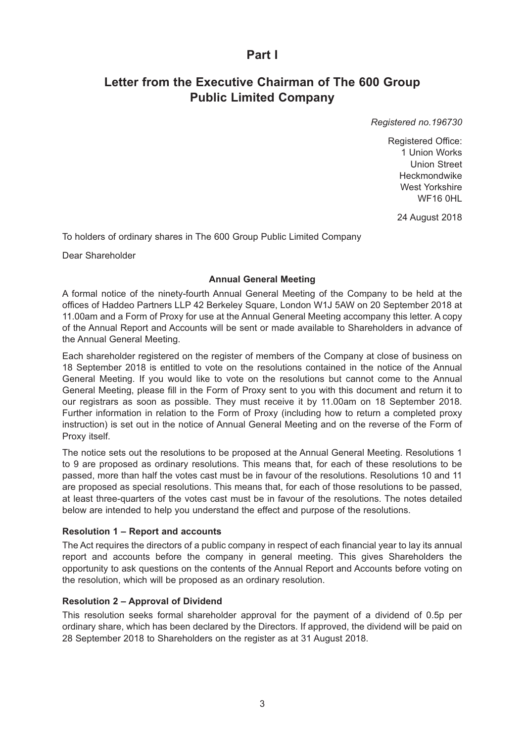# Part I

## Letter from the Executive Chairman of The 600 Group Public Limited Company

*Registered no.196730*

Registered Office:
1 Union Works
Union Street
Heckmondwike
West Yorkshire
WF16 0HL

24 August 2018

To holders of ordinary shares in The 600 Group Public Limited Company

Dear Shareholder

**Annual General Meeting**

A formal notice of the ninety-fourth Annual General Meeting of the Company to be held at the offices of Haddeo Partners LLP 42 Berkeley Square, London W1J 5AW on 20 September 2018 at 11.00am and a Form of Proxy for use at the Annual General Meeting accompany this letter. A copy of the Annual Report and Accounts will be sent or made available to Shareholders in advance of the Annual General Meeting.

Each shareholder registered on the register of members of the Company at close of business on 18 September 2018 is entitled to vote on the resolutions contained in the notice of the Annual General Meeting. If you would like to vote on the resolutions but cannot come to the Annual General Meeting, please fill in the Form of Proxy sent to you with this document and return it to our registrars as soon as possible. They must receive it by 11.00am on 18 September 2018. Further information in relation to the Form of Proxy (including how to return a completed proxy instruction) is set out in the notice of Annual General Meeting and on the reverse of the Form of Proxy itself.

The notice sets out the resolutions to be proposed at the Annual General Meeting. Resolutions 1 to 9 are proposed as ordinary resolutions. This means that, for each of these resolutions to be passed, more than half the votes cast must be in favour of the resolutions. Resolutions 10 and 11 are proposed as special resolutions. This means that, for each of those resolutions to be passed, at least three-quarters of the votes cast must be in favour of the resolutions. The notes detailed below are intended to help you understand the effect and purpose of the resolutions.

**Resolution 1 – Report and accounts**

The Act requires the directors of a public company in respect of each financial year to lay its annual report and accounts before the company in general meeting. This gives Shareholders the opportunity to ask questions on the contents of the Annual Report and Accounts before voting on the resolution, which will be proposed as an ordinary resolution.

**Resolution 2 – Approval of Dividend**

This resolution seeks formal shareholder approval for the payment of a dividend of 0.5p per ordinary share, which has been declared by the Directors. If approved, the dividend will be paid on 28 September 2018 to Shareholders on the register as at 31 August 2018.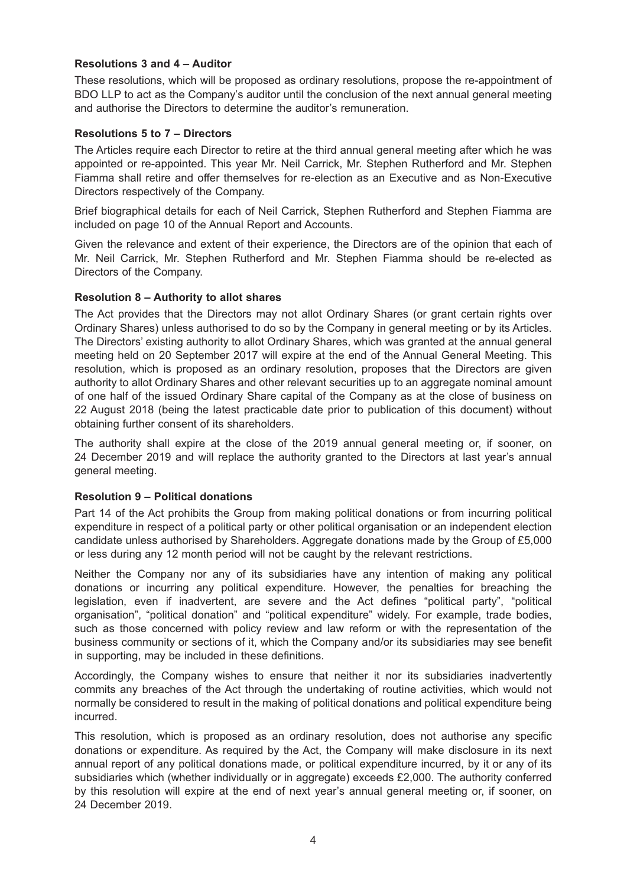**Resolutions 3 and 4 – Auditor**

These resolutions, which will be proposed as ordinary resolutions, propose the re-appointment of BDO LLP to act as the Company's auditor until the conclusion of the next annual general meeting and authorise the Directors to determine the auditor's remuneration.

**Resolutions 5 to 7 – Directors**

The Articles require each Director to retire at the third annual general meeting after which he was appointed or re-appointed. This year Mr. Neil Carrick, Mr. Stephen Rutherford and Mr. Stephen Fiamma shall retire and offer themselves for re-election as an Executive and as Non-Executive Directors respectively of the Company.

Brief biographical details for each of Neil Carrick, Stephen Rutherford and Stephen Fiamma are included on page 10 of the Annual Report and Accounts.

Given the relevance and extent of their experience, the Directors are of the opinion that each of Mr. Neil Carrick, Mr. Stephen Rutherford and Mr. Stephen Fiamma should be re-elected as Directors of the Company.

**Resolution 8 – Authority to allot shares**

The Act provides that the Directors may not allot Ordinary Shares (or grant certain rights over Ordinary Shares) unless authorised to do so by the Company in general meeting or by its Articles. The Directors' existing authority to allot Ordinary Shares, which was granted at the annual general meeting held on 20 September 2017 will expire at the end of the Annual General Meeting. This resolution, which is proposed as an ordinary resolution, proposes that the Directors are given authority to allot Ordinary Shares and other relevant securities up to an aggregate nominal amount of one half of the issued Ordinary Share capital of the Company as at the close of business on 22 August 2018 (being the latest practicable date prior to publication of this document) without obtaining further consent of its shareholders.

The authority shall expire at the close of the 2019 annual general meeting or, if sooner, on 24 December 2019 and will replace the authority granted to the Directors at last year's annual general meeting.

**Resolution 9 – Political donations**

Part 14 of the Act prohibits the Group from making political donations or from incurring political expenditure in respect of a political party or other political organisation or an independent election candidate unless authorised by Shareholders. Aggregate donations made by the Group of £5,000 or less during any 12 month period will not be caught by the relevant restrictions.

Neither the Company nor any of its subsidiaries have any intention of making any political donations or incurring any political expenditure. However, the penalties for breaching the legislation, even if inadvertent, are severe and the Act defines "political party", "political organisation", "political donation" and "political expenditure" widely. For example, trade bodies, such as those concerned with policy review and law reform or with the representation of the business community or sections of it, which the Company and/or its subsidiaries may see benefit in supporting, may be included in these definitions.

Accordingly, the Company wishes to ensure that neither it nor its subsidiaries inadvertently commits any breaches of the Act through the undertaking of routine activities, which would not normally be considered to result in the making of political donations and political expenditure being incurred.

This resolution, which is proposed as an ordinary resolution, does not authorise any specific donations or expenditure. As required by the Act, the Company will make disclosure in its next annual report of any political donations made, or political expenditure incurred, by it or any of its subsidiaries which (whether individually or in aggregate) exceeds £2,000. The authority conferred by this resolution will expire at the end of next year's annual general meeting or, if sooner, on 24 December 2019.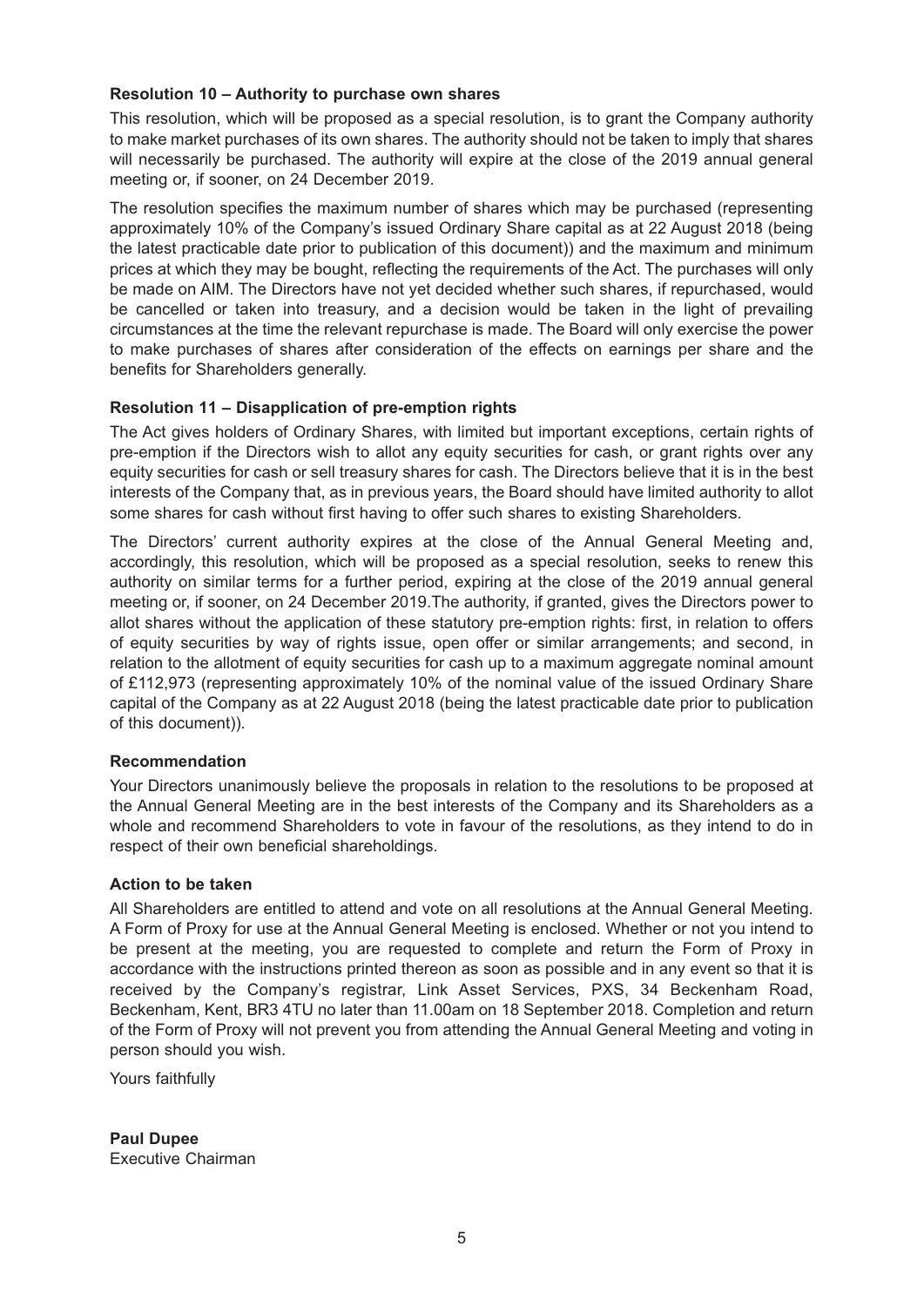**Resolution 10 – Authority to purchase own shares**

This resolution, which will be proposed as a special resolution, is to grant the Company authority to make market purchases of its own shares. The authority should not be taken to imply that shares will necessarily be purchased. The authority will expire at the close of the 2019 annual general meeting or, if sooner, on 24 December 2019.

The resolution specifies the maximum number of shares which may be purchased (representing approximately 10% of the Company's issued Ordinary Share capital as at 22 August 2018 (being the latest practicable date prior to publication of this document)) and the maximum and minimum prices at which they may be bought, reflecting the requirements of the Act. The purchases will only be made on AIM. The Directors have not yet decided whether such shares, if repurchased, would be cancelled or taken into treasury, and a decision would be taken in the light of prevailing circumstances at the time the relevant repurchase is made. The Board will only exercise the power to make purchases of shares after consideration of the effects on earnings per share and the benefits for Shareholders generally.

**Resolution 11 – Disapplication of pre-emption rights**

The Act gives holders of Ordinary Shares, with limited but important exceptions, certain rights of pre-emption if the Directors wish to allot any equity securities for cash, or grant rights over any equity securities for cash or sell treasury shares for cash. The Directors believe that it is in the best interests of the Company that, as in previous years, the Board should have limited authority to allot some shares for cash without first having to offer such shares to existing Shareholders.

The Directors' current authority expires at the close of the Annual General Meeting and, accordingly, this resolution, which will be proposed as a special resolution, seeks to renew this authority on similar terms for a further period, expiring at the close of the 2019 annual general meeting or, if sooner, on 24 December 2019.The authority, if granted, gives the Directors power to allot shares without the application of these statutory pre-emption rights: first, in relation to offers of equity securities by way of rights issue, open offer or similar arrangements; and second, in relation to the allotment of equity securities for cash up to a maximum aggregate nominal amount of £112,973 (representing approximately 10% of the nominal value of the issued Ordinary Share capital of the Company as at 22 August 2018 (being the latest practicable date prior to publication of this document)).

**Recommendation**

Your Directors unanimously believe the proposals in relation to the resolutions to be proposed at the Annual General Meeting are in the best interests of the Company and its Shareholders as a whole and recommend Shareholders to vote in favour of the resolutions, as they intend to do in respect of their own beneficial shareholdings.

**Action to be taken**

All Shareholders are entitled to attend and vote on all resolutions at the Annual General Meeting. A Form of Proxy for use at the Annual General Meeting is enclosed. Whether or not you intend to be present at the meeting, you are requested to complete and return the Form of Proxy in accordance with the instructions printed thereon as soon as possible and in any event so that it is received by the Company's registrar, Link Asset Services, PXS, 34 Beckenham Road, Beckenham, Kent, BR3 4TU no later than 11.00am on 18 September 2018. Completion and return of the Form of Proxy will not prevent you from attending the Annual General Meeting and voting in person should you wish.

Yours faithfully

**Paul Dupee**
Executive Chairman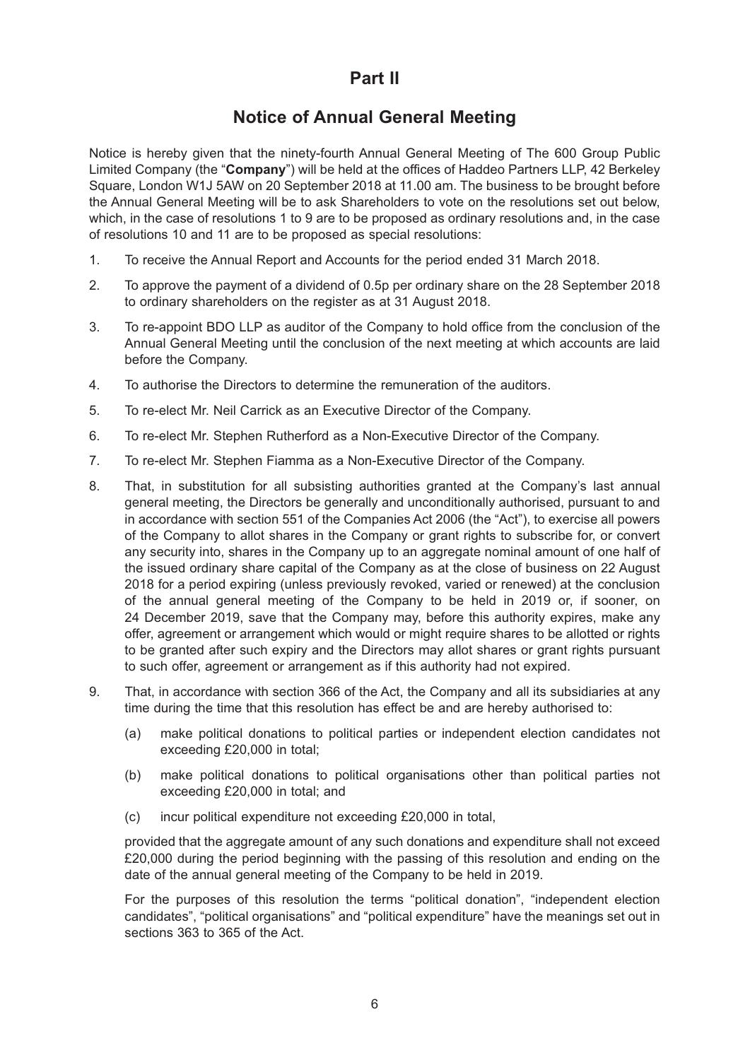# Part II

## Notice of Annual General Meeting

Notice is hereby given that the ninety-fourth Annual General Meeting of The 600 Group Public Limited Company (the "**Company**") will be held at the offices of Haddeo Partners LLP, 42 Berkeley Square, London W1J 5AW on 20 September 2018 at 11.00 am. The business to be brought before the Annual General Meeting will be to ask Shareholders to vote on the resolutions set out below, which, in the case of resolutions 1 to 9 are to be proposed as ordinary resolutions and, in the case of resolutions 10 and 11 are to be proposed as special resolutions:

1. To receive the Annual Report and Accounts for the period ended 31 March 2018.
2. To approve the payment of a dividend of 0.5p per ordinary share on the 28 September 2018 to ordinary shareholders on the register as at 31 August 2018.
3. To re-appoint BDO LLP as auditor of the Company to hold office from the conclusion of the Annual General Meeting until the conclusion of the next meeting at which accounts are laid before the Company.
4. To authorise the Directors to determine the remuneration of the auditors.
5. To re-elect Mr. Neil Carrick as an Executive Director of the Company.
6. To re-elect Mr. Stephen Rutherford as a Non-Executive Director of the Company.
7. To re-elect Mr. Stephen Fiamma as a Non-Executive Director of the Company.
8. That, in substitution for all subsisting authorities granted at the Company's last annual general meeting, the Directors be generally and unconditionally authorised, pursuant to and in accordance with section 551 of the Companies Act 2006 (the "Act"), to exercise all powers of the Company to allot shares in the Company or grant rights to subscribe for, or convert any security into, shares in the Company up to an aggregate nominal amount of one half of the issued ordinary share capital of the Company as at the close of business on 22 August 2018 for a period expiring (unless previously revoked, varied or renewed) at the conclusion of the annual general meeting of the Company to be held in 2019 or, if sooner, on 24 December 2019, save that the Company may, before this authority expires, make any offer, agreement or arrangement which would or might require shares to be allotted or rights to be granted after such expiry and the Directors may allot shares or grant rights pursuant to such offer, agreement or arrangement as if this authority had not expired.
9. That, in accordance with section 366 of the Act, the Company and all its subsidiaries at any time during the time that this resolution has effect be and are hereby authorised to:

   (a) make political donations to political parties or independent election candidates not exceeding £20,000 in total;

   (b) make political donations to political organisations other than political parties not exceeding £20,000 in total; and

   (c) incur political expenditure not exceeding £20,000 in total,

   provided that the aggregate amount of any such donations and expenditure shall not exceed £20,000 during the period beginning with the passing of this resolution and ending on the date of the annual general meeting of the Company to be held in 2019.

   For the purposes of this resolution the terms "political donation", "independent election candidates", "political organisations" and "political expenditure" have the meanings set out in sections 363 to 365 of the Act.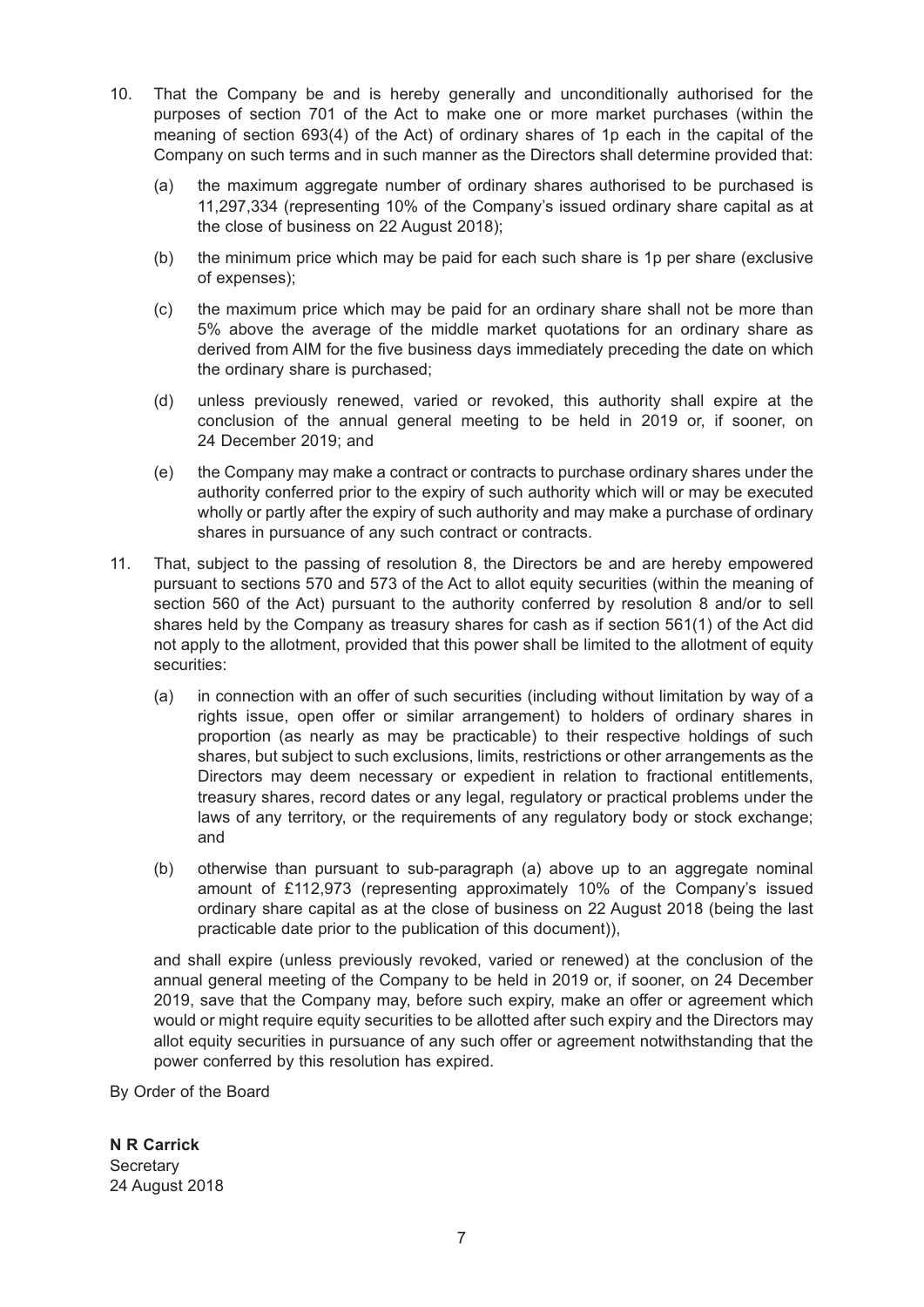10. That the Company be and is hereby generally and unconditionally authorised for the purposes of section 701 of the Act to make one or more market purchases (within the meaning of section 693(4) of the Act) of ordinary shares of 1p each in the capital of the Company on such terms and in such manner as the Directors shall determine provided that:

    (a) the maximum aggregate number of ordinary shares authorised to be purchased is 11,297,334 (representing 10% of the Company's issued ordinary share capital as at the close of business on 22 August 2018);

    (b) the minimum price which may be paid for each such share is 1p per share (exclusive of expenses);

    (c) the maximum price which may be paid for an ordinary share shall not be more than 5% above the average of the middle market quotations for an ordinary share as derived from AIM for the five business days immediately preceding the date on which the ordinary share is purchased;

    (d) unless previously renewed, varied or revoked, this authority shall expire at the conclusion of the annual general meeting to be held in 2019 or, if sooner, on 24 December 2019; and

    (e) the Company may make a contract or contracts to purchase ordinary shares under the authority conferred prior to the expiry of such authority which will or may be executed wholly or partly after the expiry of such authority and may make a purchase of ordinary shares in pursuance of any such contract or contracts.

11. That, subject to the passing of resolution 8, the Directors be and are hereby empowered pursuant to sections 570 and 573 of the Act to allot equity securities (within the meaning of section 560 of the Act) pursuant to the authority conferred by resolution 8 and/or to sell shares held by the Company as treasury shares for cash as if section 561(1) of the Act did not apply to the allotment, provided that this power shall be limited to the allotment of equity securities:

    (a) in connection with an offer of such securities (including without limitation by way of a rights issue, open offer or similar arrangement) to holders of ordinary shares in proportion (as nearly as may be practicable) to their respective holdings of such shares, but subject to such exclusions, limits, restrictions or other arrangements as the Directors may deem necessary or expedient in relation to fractional entitlements, treasury shares, record dates or any legal, regulatory or practical problems under the laws of any territory, or the requirements of any regulatory body or stock exchange; and

    (b) otherwise than pursuant to sub-paragraph (a) above up to an aggregate nominal amount of £112,973 (representing approximately 10% of the Company's issued ordinary share capital as at the close of business on 22 August 2018 (being the last practicable date prior to the publication of this document)),

    and shall expire (unless previously revoked, varied or renewed) at the conclusion of the annual general meeting of the Company to be held in 2019 or, if sooner, on 24 December 2019, save that the Company may, before such expiry, make an offer or agreement which would or might require equity securities to be allotted after such expiry and the Directors may allot equity securities in pursuance of any such offer or agreement notwithstanding that the power conferred by this resolution has expired.

By Order of the Board

**N R Carrick**
Secretary
24 August 2018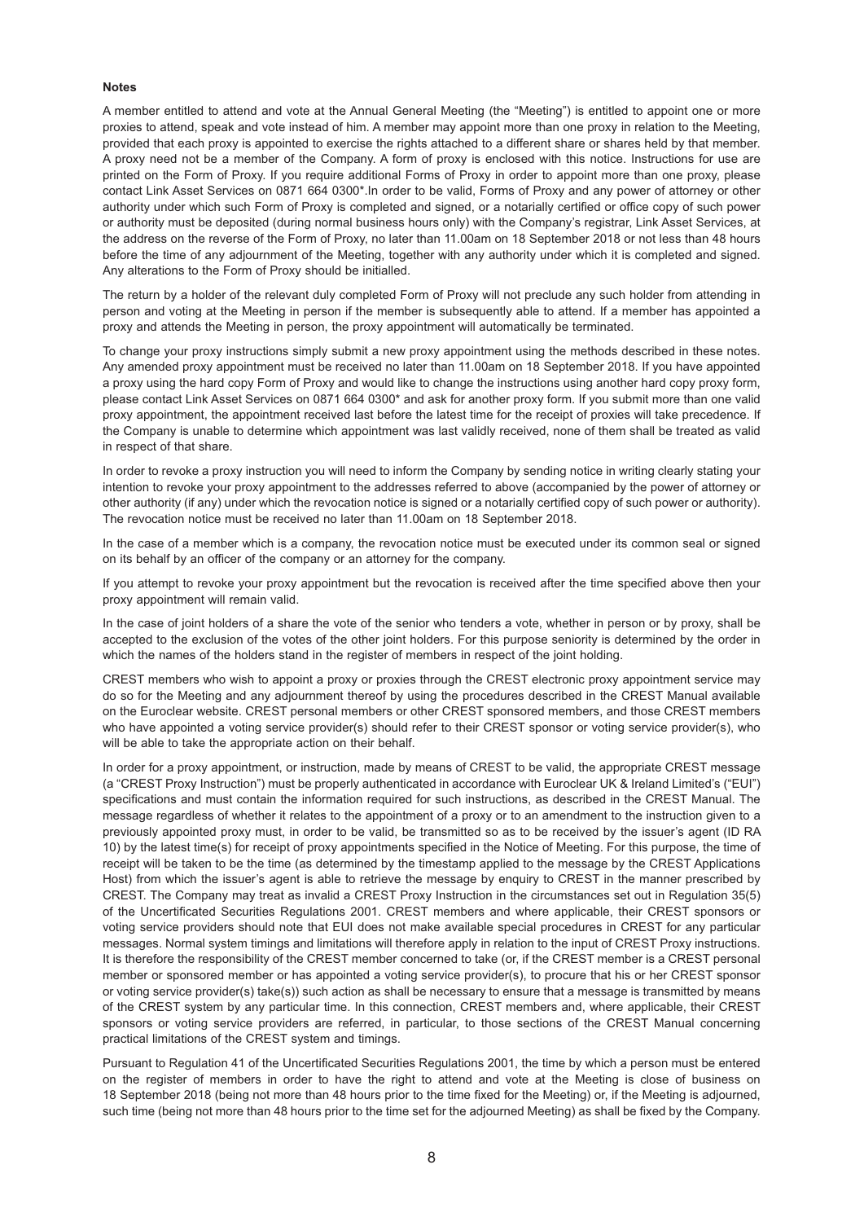**Notes**

A member entitled to attend and vote at the Annual General Meeting (the "Meeting") is entitled to appoint one or more proxies to attend, speak and vote instead of him. A member may appoint more than one proxy in relation to the Meeting, provided that each proxy is appointed to exercise the rights attached to a different share or shares held by that member. A proxy need not be a member of the Company. A form of proxy is enclosed with this notice. Instructions for use are printed on the Form of Proxy. If you require additional Forms of Proxy in order to appoint more than one proxy, please contact Link Asset Services on 0871 664 0300*.In order to be valid, Forms of Proxy and any power of attorney or other authority under which such Form of Proxy is completed and signed, or a notarially certified or office copy of such power or authority must be deposited (during normal business hours only) with the Company's registrar, Link Asset Services, at the address on the reverse of the Form of Proxy, no later than 11.00am on 18 September 2018 or not less than 48 hours before the time of any adjournment of the Meeting, together with any authority under which it is completed and signed. Any alterations to the Form of Proxy should be initialled.

The return by a holder of the relevant duly completed Form of Proxy will not preclude any such holder from attending in person and voting at the Meeting in person if the member is subsequently able to attend. If a member has appointed a proxy and attends the Meeting in person, the proxy appointment will automatically be terminated.

To change your proxy instructions simply submit a new proxy appointment using the methods described in these notes. Any amended proxy appointment must be received no later than 11.00am on 18 September 2018. If you have appointed a proxy using the hard copy Form of Proxy and would like to change the instructions using another hard copy proxy form, please contact Link Asset Services on 0871 664 0300* and ask for another proxy form. If you submit more than one valid proxy appointment, the appointment received last before the latest time for the receipt of proxies will take precedence. If the Company is unable to determine which appointment was last validly received, none of them shall be treated as valid in respect of that share.

In order to revoke a proxy instruction you will need to inform the Company by sending notice in writing clearly stating your intention to revoke your proxy appointment to the addresses referred to above (accompanied by the power of attorney or other authority (if any) under which the revocation notice is signed or a notarially certified copy of such power or authority). The revocation notice must be received no later than 11.00am on 18 September 2018.

In the case of a member which is a company, the revocation notice must be executed under its common seal or signed on its behalf by an officer of the company or an attorney for the company.

If you attempt to revoke your proxy appointment but the revocation is received after the time specified above then your proxy appointment will remain valid.

In the case of joint holders of a share the vote of the senior who tenders a vote, whether in person or by proxy, shall be accepted to the exclusion of the votes of the other joint holders. For this purpose seniority is determined by the order in which the names of the holders stand in the register of members in respect of the joint holding.

CREST members who wish to appoint a proxy or proxies through the CREST electronic proxy appointment service may do so for the Meeting and any adjournment thereof by using the procedures described in the CREST Manual available on the Euroclear website. CREST personal members or other CREST sponsored members, and those CREST members who have appointed a voting service provider(s) should refer to their CREST sponsor or voting service provider(s), who will be able to take the appropriate action on their behalf.

In order for a proxy appointment, or instruction, made by means of CREST to be valid, the appropriate CREST message (a "CREST Proxy Instruction") must be properly authenticated in accordance with Euroclear UK & Ireland Limited's ("EUI") specifications and must contain the information required for such instructions, as described in the CREST Manual. The message regardless of whether it relates to the appointment of a proxy or to an amendment to the instruction given to a previously appointed proxy must, in order to be valid, be transmitted so as to be received by the issuer's agent (ID RA 10) by the latest time(s) for receipt of proxy appointments specified in the Notice of Meeting. For this purpose, the time of receipt will be taken to be the time (as determined by the timestamp applied to the message by the CREST Applications Host) from which the issuer's agent is able to retrieve the message by enquiry to CREST in the manner prescribed by CREST. The Company may treat as invalid a CREST Proxy Instruction in the circumstances set out in Regulation 35(5) of the Uncertificated Securities Regulations 2001. CREST members and where applicable, their CREST sponsors or voting service providers should note that EUI does not make available special procedures in CREST for any particular messages. Normal system timings and limitations will therefore apply in relation to the input of CREST Proxy instructions. It is therefore the responsibility of the CREST member concerned to take (or, if the CREST member is a CREST personal member or sponsored member or has appointed a voting service provider(s), to procure that his or her CREST sponsor or voting service provider(s) take(s)) such action as shall be necessary to ensure that a message is transmitted by means of the CREST system by any particular time. In this connection, CREST members and, where applicable, their CREST sponsors or voting service providers are referred, in particular, to those sections of the CREST Manual concerning practical limitations of the CREST system and timings.

Pursuant to Regulation 41 of the Uncertificated Securities Regulations 2001, the time by which a person must be entered on the register of members in order to have the right to attend and vote at the Meeting is close of business on 18 September 2018 (being not more than 48 hours prior to the time fixed for the Meeting) or, if the Meeting is adjourned, such time (being not more than 48 hours prior to the time set for the adjourned Meeting) as shall be fixed by the Company.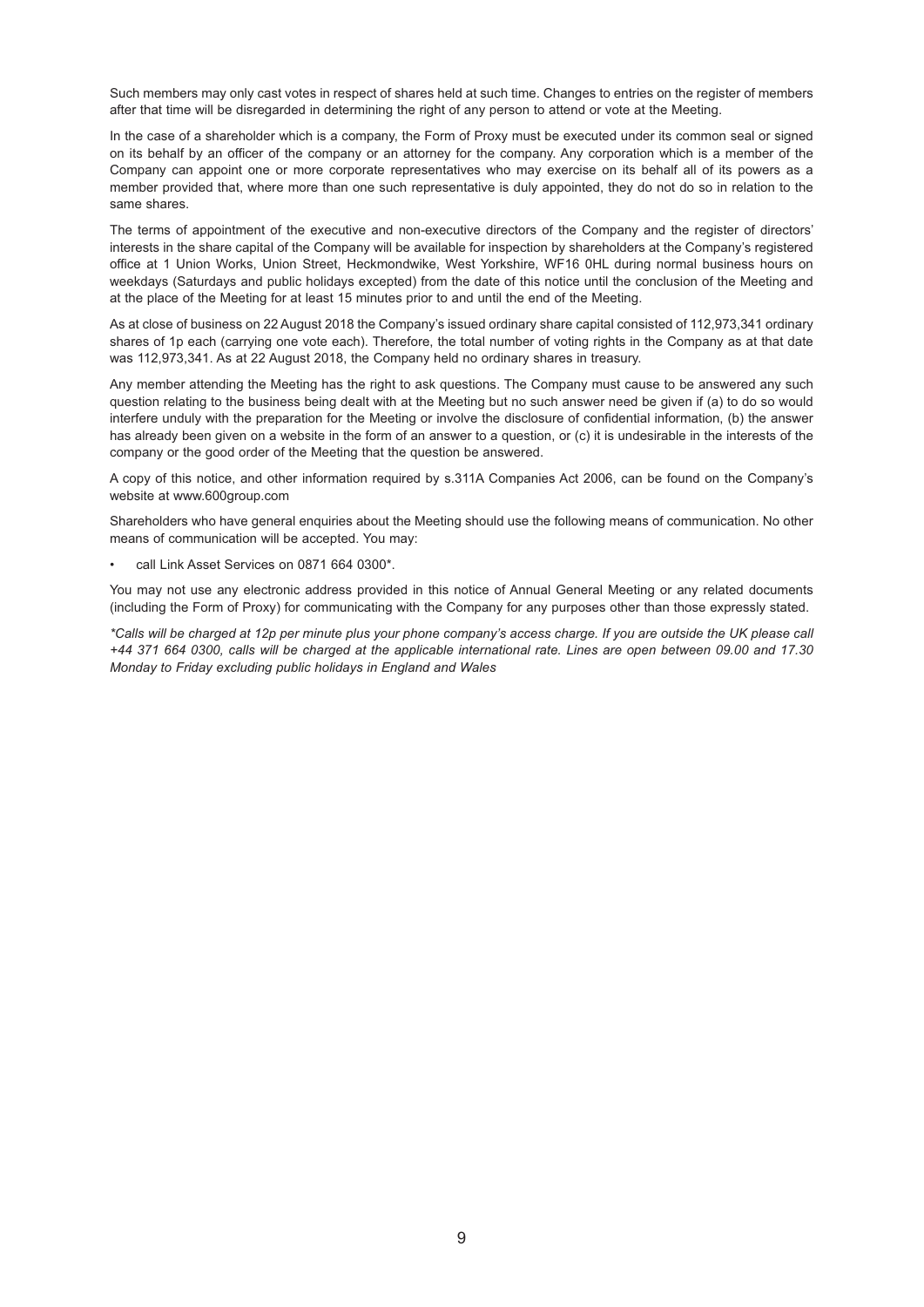Such members may only cast votes in respect of shares held at such time. Changes to entries on the register of members after that time will be disregarded in determining the right of any person to attend or vote at the Meeting.

In the case of a shareholder which is a company, the Form of Proxy must be executed under its common seal or signed on its behalf by an officer of the company or an attorney for the company. Any corporation which is a member of the Company can appoint one or more corporate representatives who may exercise on its behalf all of its powers as a member provided that, where more than one such representative is duly appointed, they do not do so in relation to the same shares.

The terms of appointment of the executive and non-executive directors of the Company and the register of directors' interests in the share capital of the Company will be available for inspection by shareholders at the Company's registered office at 1 Union Works, Union Street, Heckmondwike, West Yorkshire, WF16 0HL during normal business hours on weekdays (Saturdays and public holidays excepted) from the date of this notice until the conclusion of the Meeting and at the place of the Meeting for at least 15 minutes prior to and until the end of the Meeting.

As at close of business on 22 August 2018 the Company's issued ordinary share capital consisted of 112,973,341 ordinary shares of 1p each (carrying one vote each). Therefore, the total number of voting rights in the Company as at that date was 112,973,341. As at 22 August 2018, the Company held no ordinary shares in treasury.

Any member attending the Meeting has the right to ask questions. The Company must cause to be answered any such question relating to the business being dealt with at the Meeting but no such answer need be given if (a) to do so would interfere unduly with the preparation for the Meeting or involve the disclosure of confidential information, (b) the answer has already been given on a website in the form of an answer to a question, or (c) it is undesirable in the interests of the company or the good order of the Meeting that the question be answered.

A copy of this notice, and other information required by s.311A Companies Act 2006, can be found on the Company's website at www.600group.com

Shareholders who have general enquiries about the Meeting should use the following means of communication. No other means of communication will be accepted. You may:

- call Link Asset Services on 0871 664 0300*.

You may not use any electronic address provided in this notice of Annual General Meeting or any related documents (including the Form of Proxy) for communicating with the Company for any purposes other than those expressly stated.

*\*Calls will be charged at 12p per minute plus your phone company's access charge. If you are outside the UK please call +44 371 664 0300, calls will be charged at the applicable international rate. Lines are open between 09.00 and 17.30 Monday to Friday excluding public holidays in England and Wales*